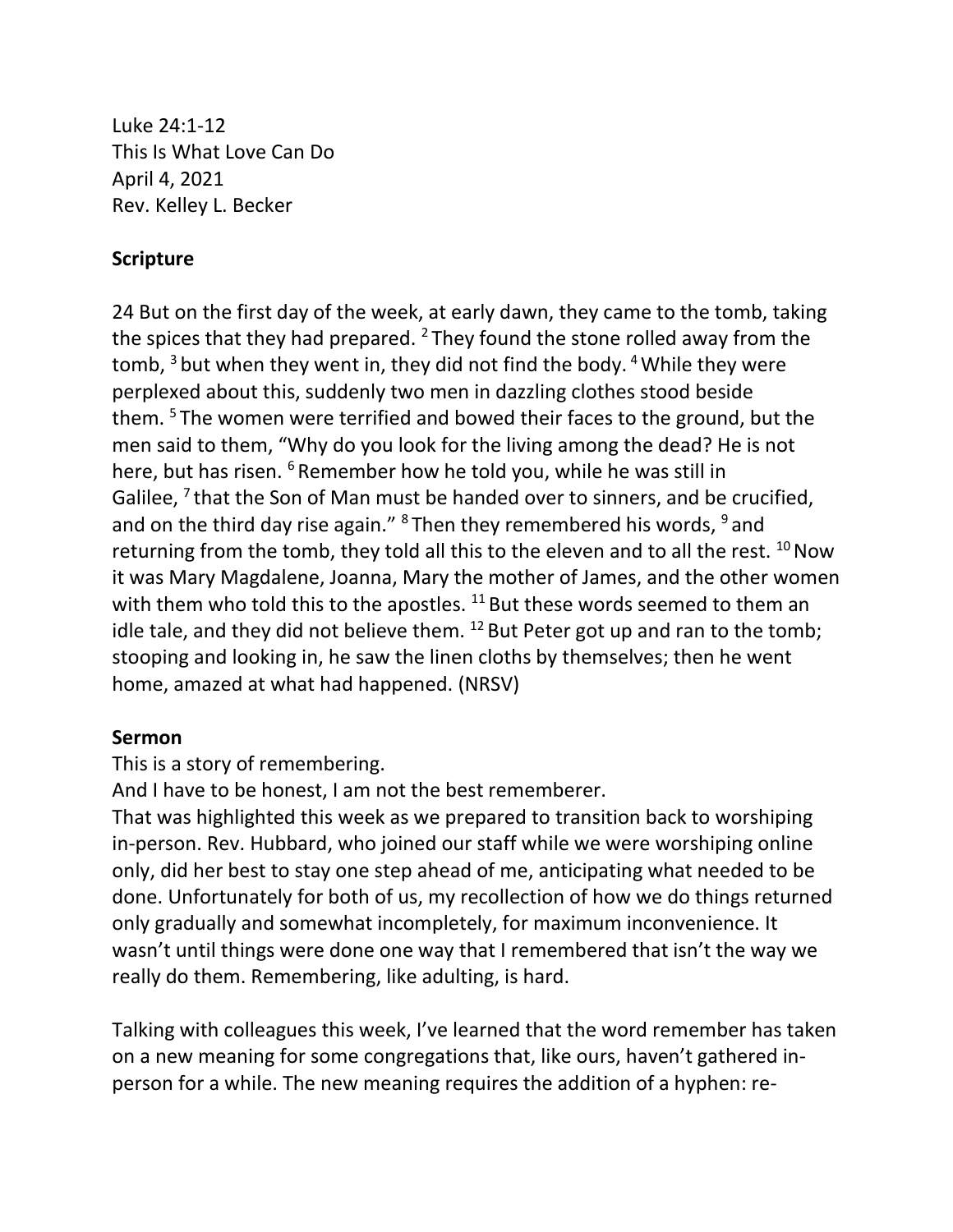Luke 24:1-12
This Is What Love Can Do
April 4, 2021
Rev. Kelley L. Becker

**Scripture**

24 But on the first day of the week, at early dawn, they came to the tomb, taking the spices that they had prepared. [2] They found the stone rolled away from the tomb, [3] but when they went in, they did not find the body. [4] While they were perplexed about this, suddenly two men in dazzling clothes stood beside them. [5] The women were terrified and bowed their faces to the ground, but the men said to them, "Why do you look for the living among the dead? He is not here, but has risen. [6] Remember how he told you, while he was still in Galilee, [7] that the Son of Man must be handed over to sinners, and be crucified, and on the third day rise again." [8] Then they remembered his words, [9] and returning from the tomb, they told all this to the eleven and to all the rest. [10] Now it was Mary Magdalene, Joanna, Mary the mother of James, and the other women with them who told this to the apostles. [11] But these words seemed to them an idle tale, and they did not believe them. [12] But Peter got up and ran to the tomb; stooping and looking in, he saw the linen cloths by themselves; then he went home, amazed at what had happened. (NRSV)

**Sermon**

This is a story of remembering.
And I have to be honest, I am not the best rememberer.
That was highlighted this week as we prepared to transition back to worshiping in-person. Rev. Hubbard, who joined our staff while we were worshiping online only, did her best to stay one step ahead of me, anticipating what needed to be done. Unfortunately for both of us, my recollection of how we do things returned only gradually and somewhat incompletely, for maximum inconvenience. It wasn't until things were done one way that I remembered that isn't the way we really do them. Remembering, like adulting, is hard.

Talking with colleagues this week, I've learned that the word remember has taken on a new meaning for some congregations that, like ours, haven't gathered in-person for a while. The new meaning requires the addition of a hyphen: re-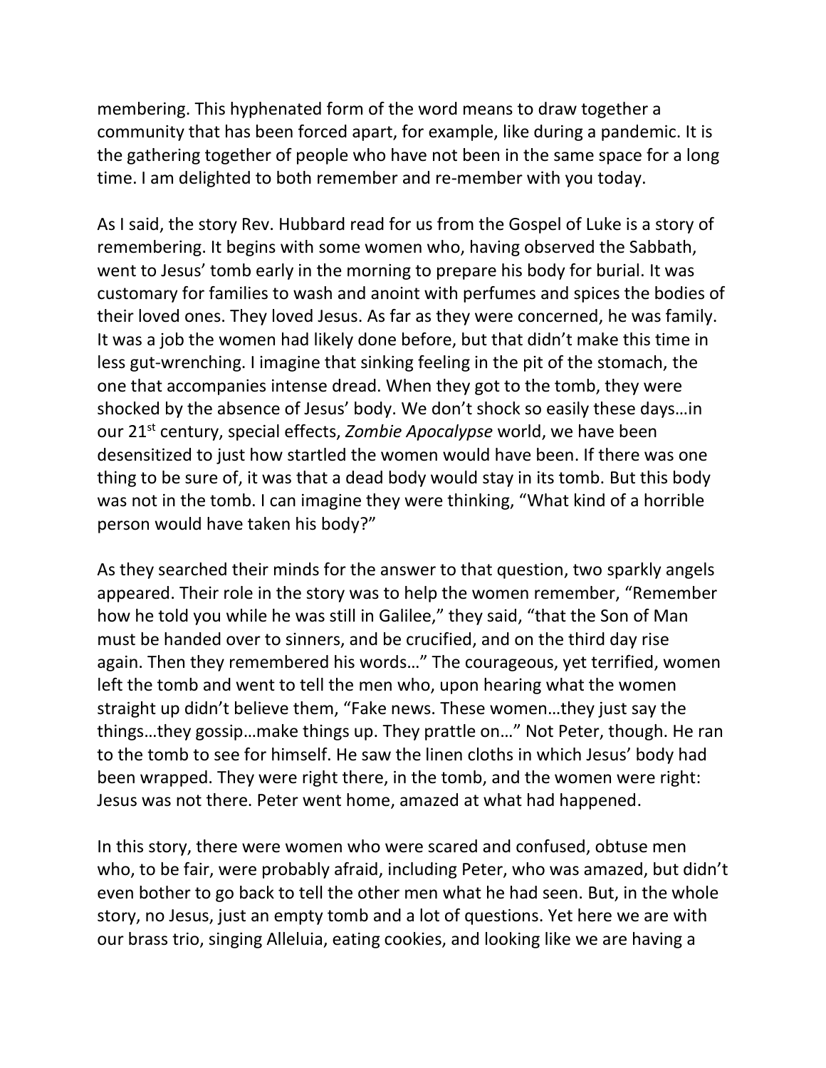membering. This hyphenated form of the word means to draw together a community that has been forced apart, for example, like during a pandemic. It is the gathering together of people who have not been in the same space for a long time. I am delighted to both remember and re-member with you today.

As I said, the story Rev. Hubbard read for us from the Gospel of Luke is a story of remembering. It begins with some women who, having observed the Sabbath, went to Jesus' tomb early in the morning to prepare his body for burial. It was customary for families to wash and anoint with perfumes and spices the bodies of their loved ones. They loved Jesus. As far as they were concerned, he was family. It was a job the women had likely done before, but that didn't make this time in less gut-wrenching. I imagine that sinking feeling in the pit of the stomach, the one that accompanies intense dread. When they got to the tomb, they were shocked by the absence of Jesus' body. We don't shock so easily these days…in our 21st century, special effects, *Zombie Apocalypse* world, we have been desensitized to just how startled the women would have been. If there was one thing to be sure of, it was that a dead body would stay in its tomb. But this body was not in the tomb. I can imagine they were thinking, "What kind of a horrible person would have taken his body?"

As they searched their minds for the answer to that question, two sparkly angels appeared. Their role in the story was to help the women remember, "Remember how he told you while he was still in Galilee," they said, "that the Son of Man must be handed over to sinners, and be crucified, and on the third day rise again. Then they remembered his words…" The courageous, yet terrified, women left the tomb and went to tell the men who, upon hearing what the women straight up didn't believe them, "Fake news. These women…they just say the things…they gossip…make things up. They prattle on…" Not Peter, though. He ran to the tomb to see for himself. He saw the linen cloths in which Jesus' body had been wrapped. They were right there, in the tomb, and the women were right: Jesus was not there. Peter went home, amazed at what had happened.

In this story, there were women who were scared and confused, obtuse men who, to be fair, were probably afraid, including Peter, who was amazed, but didn't even bother to go back to tell the other men what he had seen. But, in the whole story, no Jesus, just an empty tomb and a lot of questions. Yet here we are with our brass trio, singing Alleluia, eating cookies, and looking like we are having a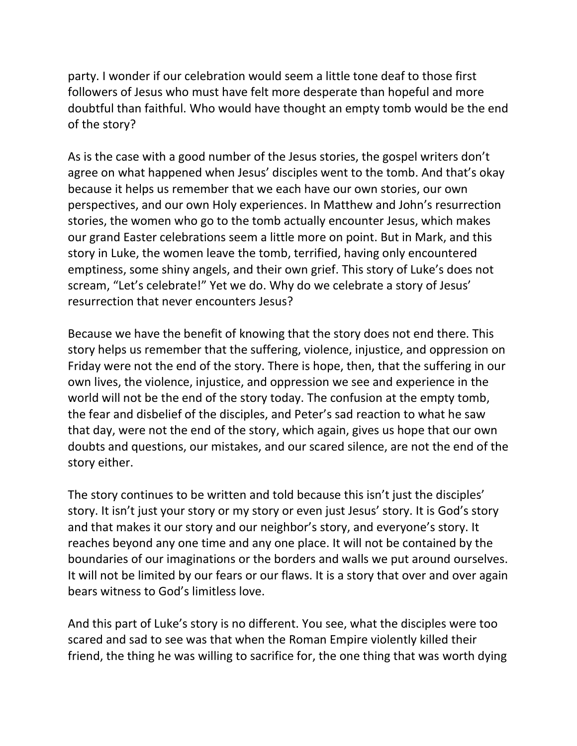party. I wonder if our celebration would seem a little tone deaf to those first followers of Jesus who must have felt more desperate than hopeful and more doubtful than faithful. Who would have thought an empty tomb would be the end of the story?

As is the case with a good number of the Jesus stories, the gospel writers don't agree on what happened when Jesus' disciples went to the tomb. And that's okay because it helps us remember that we each have our own stories, our own perspectives, and our own Holy experiences. In Matthew and John's resurrection stories, the women who go to the tomb actually encounter Jesus, which makes our grand Easter celebrations seem a little more on point. But in Mark, and this story in Luke, the women leave the tomb, terrified, having only encountered emptiness, some shiny angels, and their own grief. This story of Luke's does not scream, "Let's celebrate!" Yet we do. Why do we celebrate a story of Jesus' resurrection that never encounters Jesus?

Because we have the benefit of knowing that the story does not end there. This story helps us remember that the suffering, violence, injustice, and oppression on Friday were not the end of the story. There is hope, then, that the suffering in our own lives, the violence, injustice, and oppression we see and experience in the world will not be the end of the story today. The confusion at the empty tomb, the fear and disbelief of the disciples, and Peter's sad reaction to what he saw that day, were not the end of the story, which again, gives us hope that our own doubts and questions, our mistakes, and our scared silence, are not the end of the story either.

The story continues to be written and told because this isn't just the disciples' story. It isn't just your story or my story or even just Jesus' story. It is God's story and that makes it our story and our neighbor's story, and everyone's story. It reaches beyond any one time and any one place. It will not be contained by the boundaries of our imaginations or the borders and walls we put around ourselves. It will not be limited by our fears or our flaws. It is a story that over and over again bears witness to God's limitless love.

And this part of Luke's story is no different. You see, what the disciples were too scared and sad to see was that when the Roman Empire violently killed their friend, the thing he was willing to sacrifice for, the one thing that was worth dying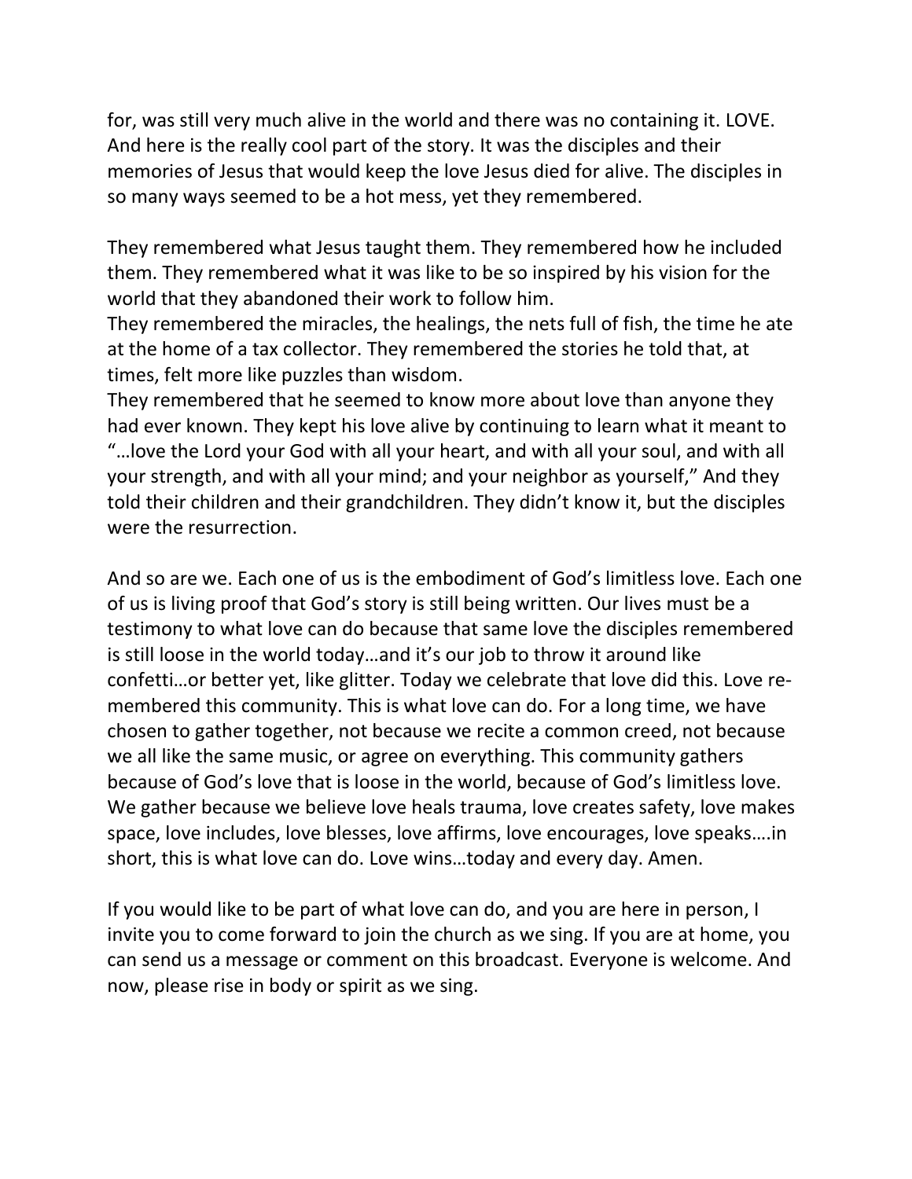for, was still very much alive in the world and there was no containing it. LOVE. And here is the really cool part of the story. It was the disciples and their memories of Jesus that would keep the love Jesus died for alive. The disciples in so many ways seemed to be a hot mess, yet they remembered.

They remembered what Jesus taught them. They remembered how he included them. They remembered what it was like to be so inspired by his vision for the world that they abandoned their work to follow him.
They remembered the miracles, the healings, the nets full of fish, the time he ate at the home of a tax collector. They remembered the stories he told that, at times, felt more like puzzles than wisdom.
They remembered that he seemed to know more about love than anyone they had ever known. They kept his love alive by continuing to learn what it meant to "…love the Lord your God with all your heart, and with all your soul, and with all your strength, and with all your mind; and your neighbor as yourself," And they told their children and their grandchildren. They didn't know it, but the disciples were the resurrection.

And so are we. Each one of us is the embodiment of God's limitless love. Each one of us is living proof that God's story is still being written. Our lives must be a testimony to what love can do because that same love the disciples remembered is still loose in the world today…and it's our job to throw it around like confetti…or better yet, like glitter. Today we celebrate that love did this. Love re-membered this community. This is what love can do. For a long time, we have chosen to gather together, not because we recite a common creed, not because we all like the same music, or agree on everything. This community gathers because of God's love that is loose in the world, because of God's limitless love. We gather because we believe love heals trauma, love creates safety, love makes space, love includes, love blesses, love affirms, love encourages, love speaks….in short, this is what love can do. Love wins…today and every day. Amen.

If you would like to be part of what love can do, and you are here in person, I invite you to come forward to join the church as we sing. If you are at home, you can send us a message or comment on this broadcast. Everyone is welcome. And now, please rise in body or spirit as we sing.